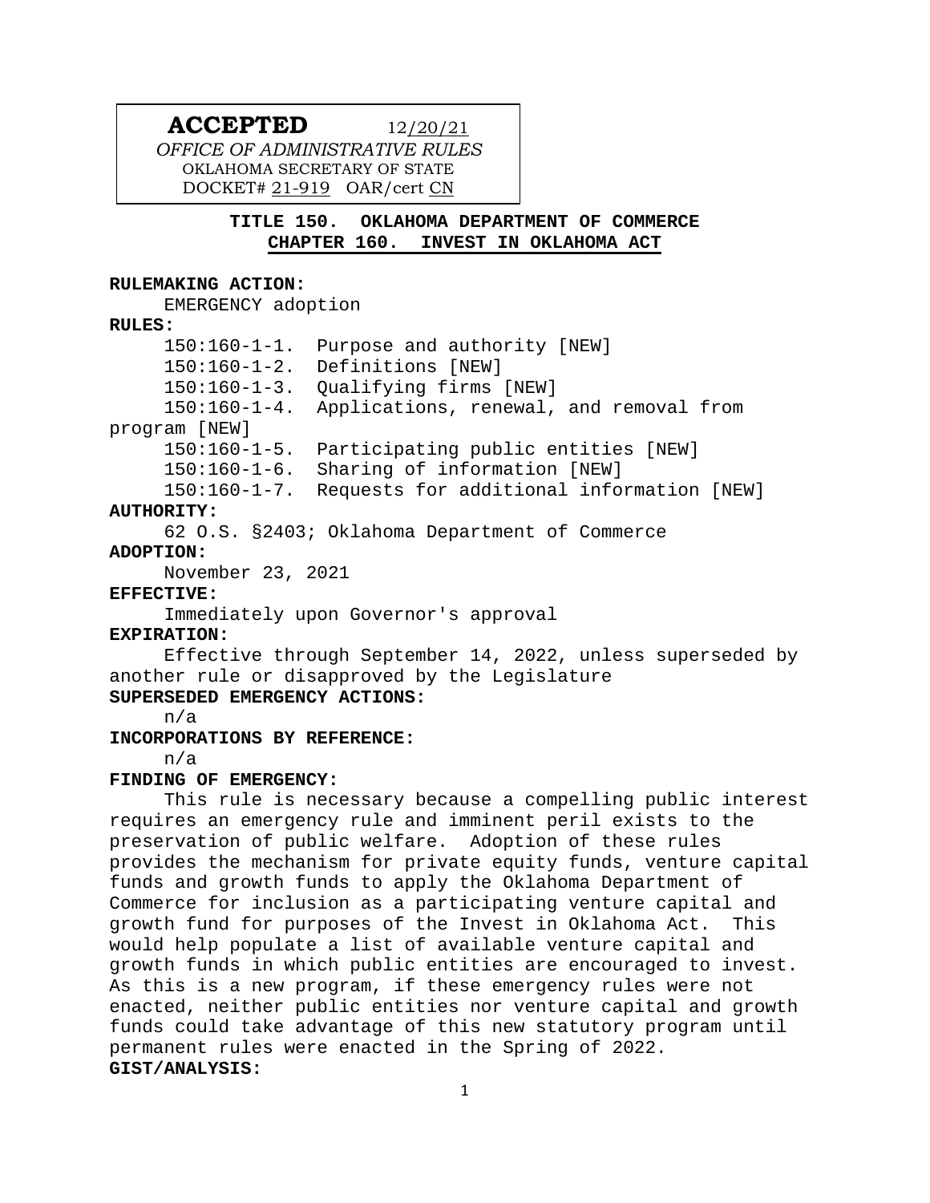**ACCEPTED** 12/20/21
*OFFICE OF ADMINISTRATIVE RULES*
OKLAHOMA SECRETARY OF STATE
DOCKET# 21-919 OAR/cert CN

# TITLE 150. OKLAHOMA DEPARTMENT OF COMMERCE
## CHAPTER 160. INVEST IN OKLAHOMA ACT

**RULEMAKING ACTION:**
EMERGENCY adoption

**RULES:**
150:160-1-1. Purpose and authority [NEW]
150:160-1-2. Definitions [NEW]
150:160-1-3. Qualifying firms [NEW]
150:160-1-4. Applications, renewal, and removal from program [NEW]
150:160-1-5. Participating public entities [NEW]
150:160-1-6. Sharing of information [NEW]
150:160-1-7. Requests for additional information [NEW]

**AUTHORITY:**
62 O.S. §2403; Oklahoma Department of Commerce

**ADOPTION:**
November 23, 2021

**EFFECTIVE:**
Immediately upon Governor's approval

**EXPIRATION:**
Effective through September 14, 2022, unless superseded by another rule or disapproved by the Legislature

**SUPERSEDED EMERGENCY ACTIONS:**
n/a

**INCORPORATIONS BY REFERENCE:**
n/a

**FINDING OF EMERGENCY:**
This rule is necessary because a compelling public interest requires an emergency rule and imminent peril exists to the preservation of public welfare. Adoption of these rules provides the mechanism for private equity funds, venture capital funds and growth funds to apply the Oklahoma Department of Commerce for inclusion as a participating venture capital and growth fund for purposes of the Invest in Oklahoma Act. This would help populate a list of available venture capital and growth funds in which public entities are encouraged to invest. As this is a new program, if these emergency rules were not enacted, neither public entities nor venture capital and growth funds could take advantage of this new statutory program until permanent rules were enacted in the Spring of 2022.

**GIST/ANALYSIS:**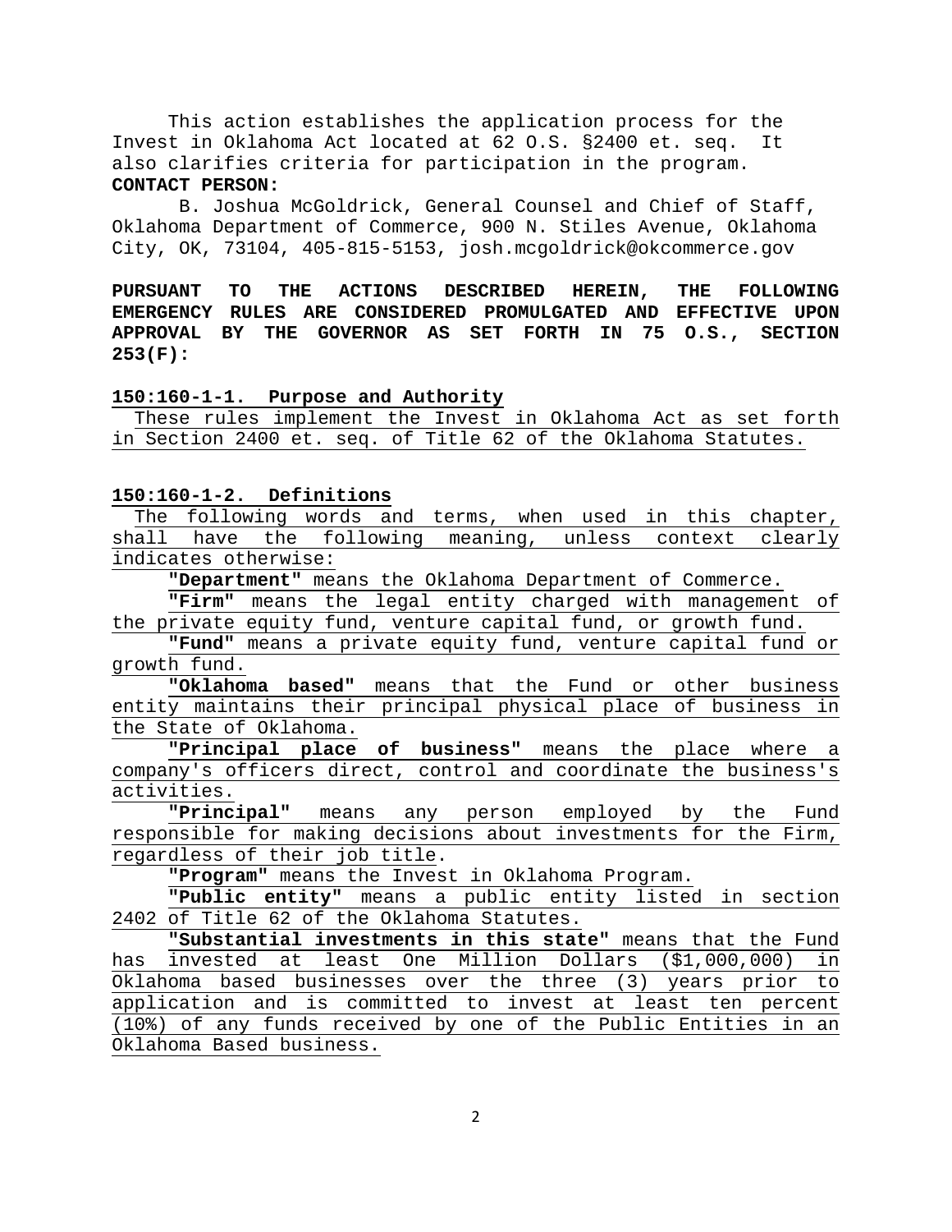This action establishes the application process for the Invest in Oklahoma Act located at 62 O.S. §2400 et. seq. It also clarifies criteria for participation in the program.

**CONTACT PERSON:**

B. Joshua McGoldrick, General Counsel and Chief of Staff, Oklahoma Department of Commerce, 900 N. Stiles Avenue, Oklahoma City, OK, 73104, 405-815-5153, josh.mcgoldrick@okcommerce.gov

**PURSUANT TO THE ACTIONS DESCRIBED HEREIN, THE FOLLOWING EMERGENCY RULES ARE CONSIDERED PROMULGATED AND EFFECTIVE UPON APPROVAL BY THE GOVERNOR AS SET FORTH IN 75 O.S., SECTION 253(F):**

**150:160-1-1. Purpose and Authority**

These rules implement the Invest in Oklahoma Act as set forth in Section 2400 et. seq. of Title 62 of the Oklahoma Statutes.

**150:160-1-2. Definitions**

The following words and terms, when used in this chapter, shall have the following meaning, unless context clearly indicates otherwise:

**"Department"** means the Oklahoma Department of Commerce.

**"Firm"** means the legal entity charged with management of the private equity fund, venture capital fund, or growth fund.

**"Fund"** means a private equity fund, venture capital fund or growth fund.

**"Oklahoma based"** means that the Fund or other business entity maintains their principal physical place of business in the State of Oklahoma.

**"Principal place of business"** means the place where a company's officers direct, control and coordinate the business's activities.

**"Principal"** means any person employed by the Fund responsible for making decisions about investments for the Firm, regardless of their job title.

**"Program"** means the Invest in Oklahoma Program.

**"Public entity"** means a public entity listed in section 2402 of Title 62 of the Oklahoma Statutes.

**"Substantial investments in this state"** means that the Fund has invested at least One Million Dollars ($1,000,000) in Oklahoma based businesses over the three (3) years prior to application and is committed to invest at least ten percent (10%) of any funds received by one of the Public Entities in an Oklahoma Based business.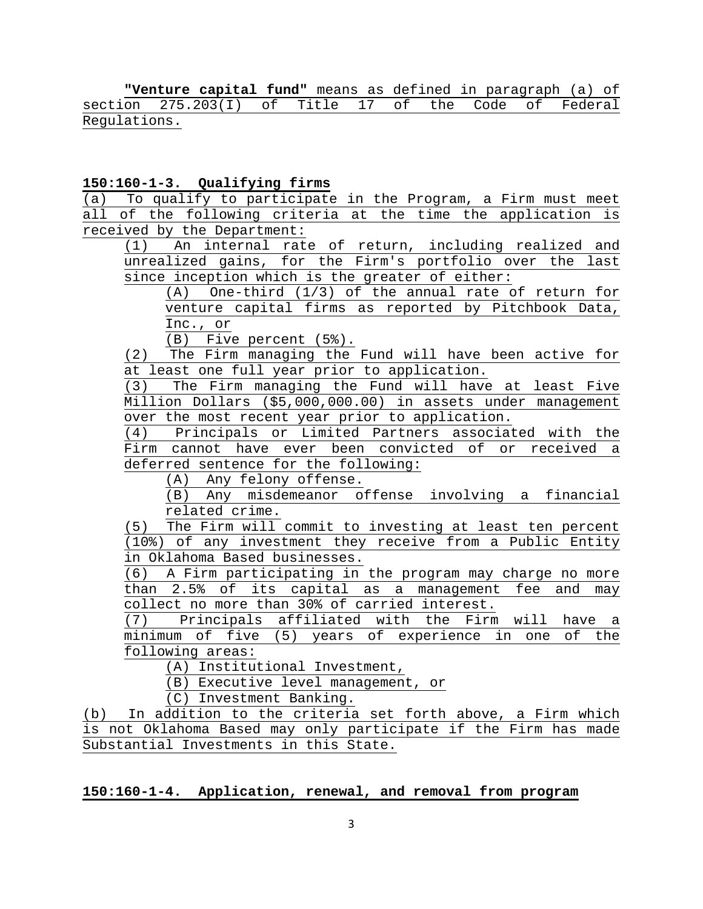**"Venture capital fund"** means as defined in paragraph (a) of section 275.203(I) of Title 17 of the Code of Federal Regulations.

**150:160-1-3. Qualifying firms**

(a) To qualify to participate in the Program, a Firm must meet all of the following criteria at the time the application is received by the Department:

(1) An internal rate of return, including realized and unrealized gains, for the Firm's portfolio over the last since inception which is the greater of either:

(A) One-third (1/3) of the annual rate of return for venture capital firms as reported by Pitchbook Data, Inc., or

(B) Five percent (5%).

(2) The Firm managing the Fund will have been active for at least one full year prior to application.

(3) The Firm managing the Fund will have at least Five Million Dollars ($5,000,000.00) in assets under management over the most recent year prior to application.

(4) Principals or Limited Partners associated with the Firm cannot have ever been convicted of or received a deferred sentence for the following:

(A) Any felony offense.

(B) Any misdemeanor offense involving a financial related crime.

(5) The Firm will commit to investing at least ten percent (10%) of any investment they receive from a Public Entity in Oklahoma Based businesses.

(6) A Firm participating in the program may charge no more than 2.5% of its capital as a management fee and may collect no more than 30% of carried interest.

(7) Principals affiliated with the Firm will have a minimum of five (5) years of experience in one of the following areas:

(A) Institutional Investment,

(B) Executive level management, or

(C) Investment Banking.

(b) In addition to the criteria set forth above, a Firm which is not Oklahoma Based may only participate if the Firm has made Substantial Investments in this State.

**150:160-1-4. Application, renewal, and removal from program**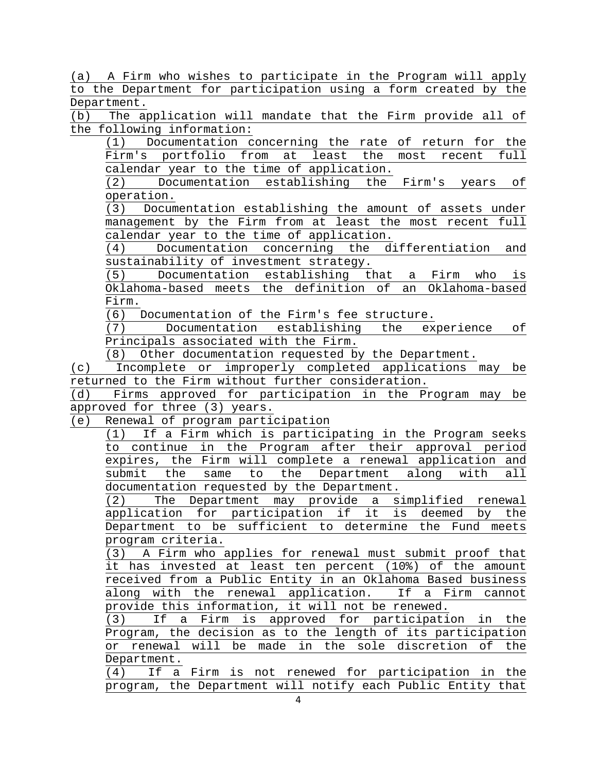(a) A Firm who wishes to participate in the Program will apply to the Department for participation using a form created by the Department.

(b) The application will mandate that the Firm provide all of the following information:

(1) Documentation concerning the rate of return for the Firm's portfolio from at least the most recent full calendar year to the time of application.

(2) Documentation establishing the Firm's years of operation.

(3) Documentation establishing the amount of assets under management by the Firm from at least the most recent full calendar year to the time of application.

(4) Documentation concerning the differentiation and sustainability of investment strategy.

(5) Documentation establishing that a Firm who is Oklahoma-based meets the definition of an Oklahoma-based Firm.

(6) Documentation of the Firm's fee structure.

(7) Documentation establishing the experience of Principals associated with the Firm.

(8) Other documentation requested by the Department.

(c) Incomplete or improperly completed applications may be returned to the Firm without further consideration.

(d) Firms approved for participation in the Program may be approved for three (3) years.

(e) Renewal of program participation

(1) If a Firm which is participating in the Program seeks to continue in the Program after their approval period expires, the Firm will complete a renewal application and submit the same to the Department along with all documentation requested by the Department.

(2) The Department may provide a simplified renewal application for participation if it is deemed by the Department to be sufficient to determine the Fund meets program criteria.

(3) A Firm who applies for renewal must submit proof that it has invested at least ten percent (10%) of the amount received from a Public Entity in an Oklahoma Based business along with the renewal application. If a Firm cannot provide this information, it will not be renewed.

(3) If a Firm is approved for participation in the Program, the decision as to the length of its participation or renewal will be made in the sole discretion of the Department.

(4) If a Firm is not renewed for participation in the program, the Department will notify each Public Entity that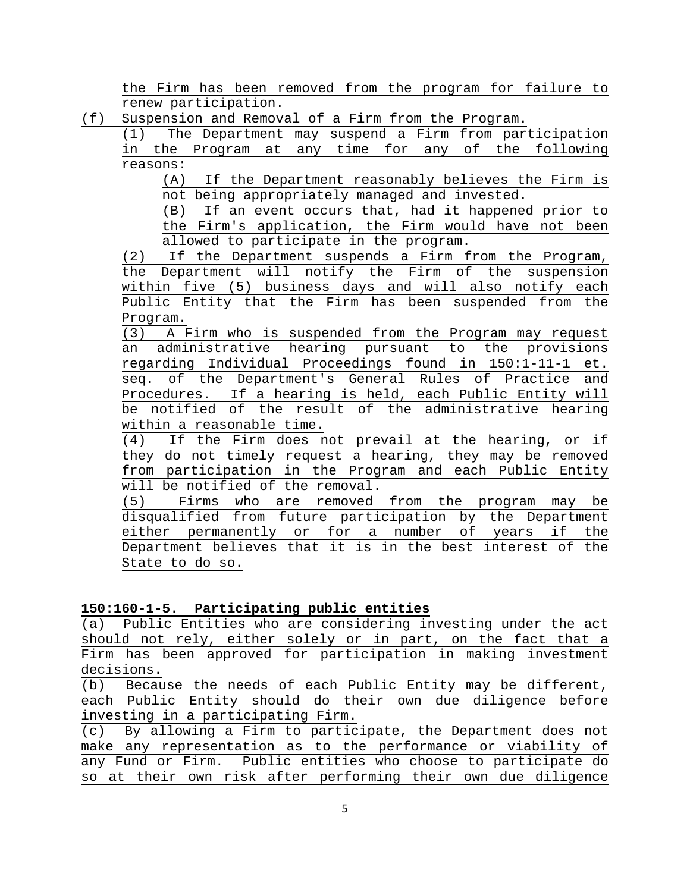the Firm has been removed from the program for failure to renew participation.

(f) Suspension and Removal of a Firm from the Program.

(1) The Department may suspend a Firm from participation in the Program at any time for any of the following reasons:

(A) If the Department reasonably believes the Firm is not being appropriately managed and invested.

(B) If an event occurs that, had it happened prior to the Firm's application, the Firm would have not been allowed to participate in the program.

(2) If the Department suspends a Firm from the Program, the Department will notify the Firm of the suspension within five (5) business days and will also notify each Public Entity that the Firm has been suspended from the Program.

(3) A Firm who is suspended from the Program may request an administrative hearing pursuant to the provisions regarding Individual Proceedings found in 150:1-11-1 et. seq. of the Department's General Rules of Practice and Procedures. If a hearing is held, each Public Entity will be notified of the result of the administrative hearing within a reasonable time.

(4) If the Firm does not prevail at the hearing, or if they do not timely request a hearing, they may be removed from participation in the Program and each Public Entity will be notified of the removal.

(5) Firms who are removed from the program may be disqualified from future participation by the Department either permanently or for a number of years if the Department believes that it is in the best interest of the State to do so.

**150:160-1-5. Participating public entities**

(a) Public Entities who are considering investing under the act should not rely, either solely or in part, on the fact that a Firm has been approved for participation in making investment decisions.

(b) Because the needs of each Public Entity may be different, each Public Entity should do their own due diligence before investing in a participating Firm.

(c) By allowing a Firm to participate, the Department does not make any representation as to the performance or viability of any Fund or Firm. Public entities who choose to participate do so at their own risk after performing their own due diligence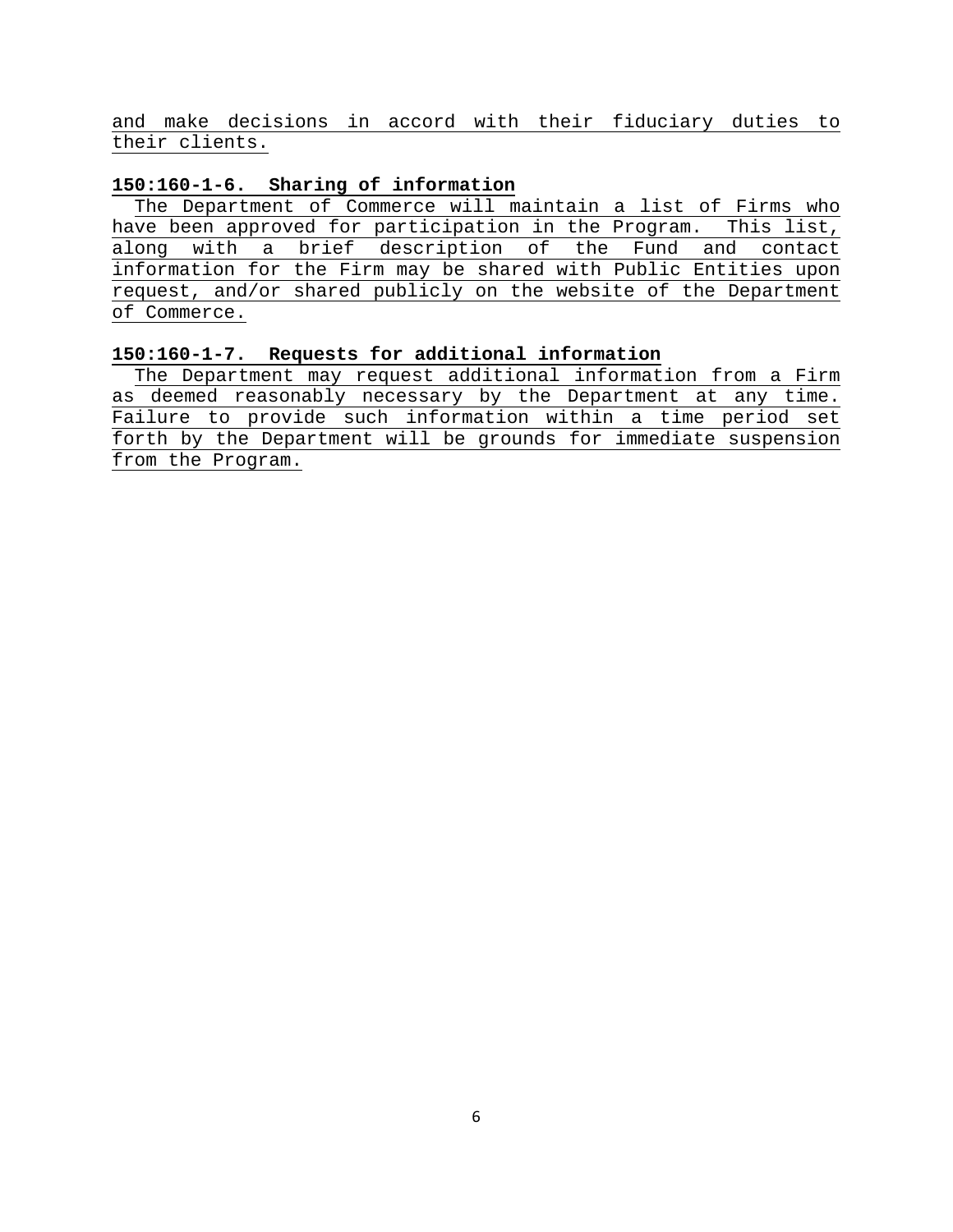and make decisions in accord with their fiduciary duties to their clients.

**150:160-1-6. Sharing of information**

The Department of Commerce will maintain a list of Firms who have been approved for participation in the Program. This list, along with a brief description of the Fund and contact information for the Firm may be shared with Public Entities upon request, and/or shared publicly on the website of the Department of Commerce.

**150:160-1-7. Requests for additional information**

The Department may request additional information from a Firm as deemed reasonably necessary by the Department at any time. Failure to provide such information within a time period set forth by the Department will be grounds for immediate suspension from the Program.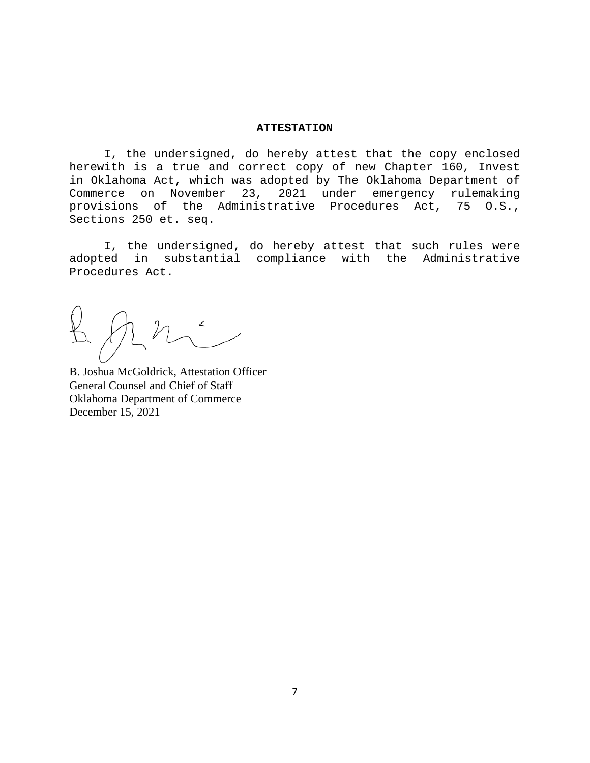## ATTESTATION

I, the undersigned, do hereby attest that the copy enclosed herewith is a true and correct copy of new Chapter 160, Invest in Oklahoma Act, which was adopted by The Oklahoma Department of Commerce on November 23, 2021 under emergency rulemaking provisions of the Administrative Procedures Act, 75 O.S., Sections 250 et. seq.

I, the undersigned, do hereby attest that such rules were adopted in substantial compliance with the Administrative Procedures Act.

B. Joshua McGoldrick, Attestation Officer
General Counsel and Chief of Staff
Oklahoma Department of Commerce
December 15, 2021